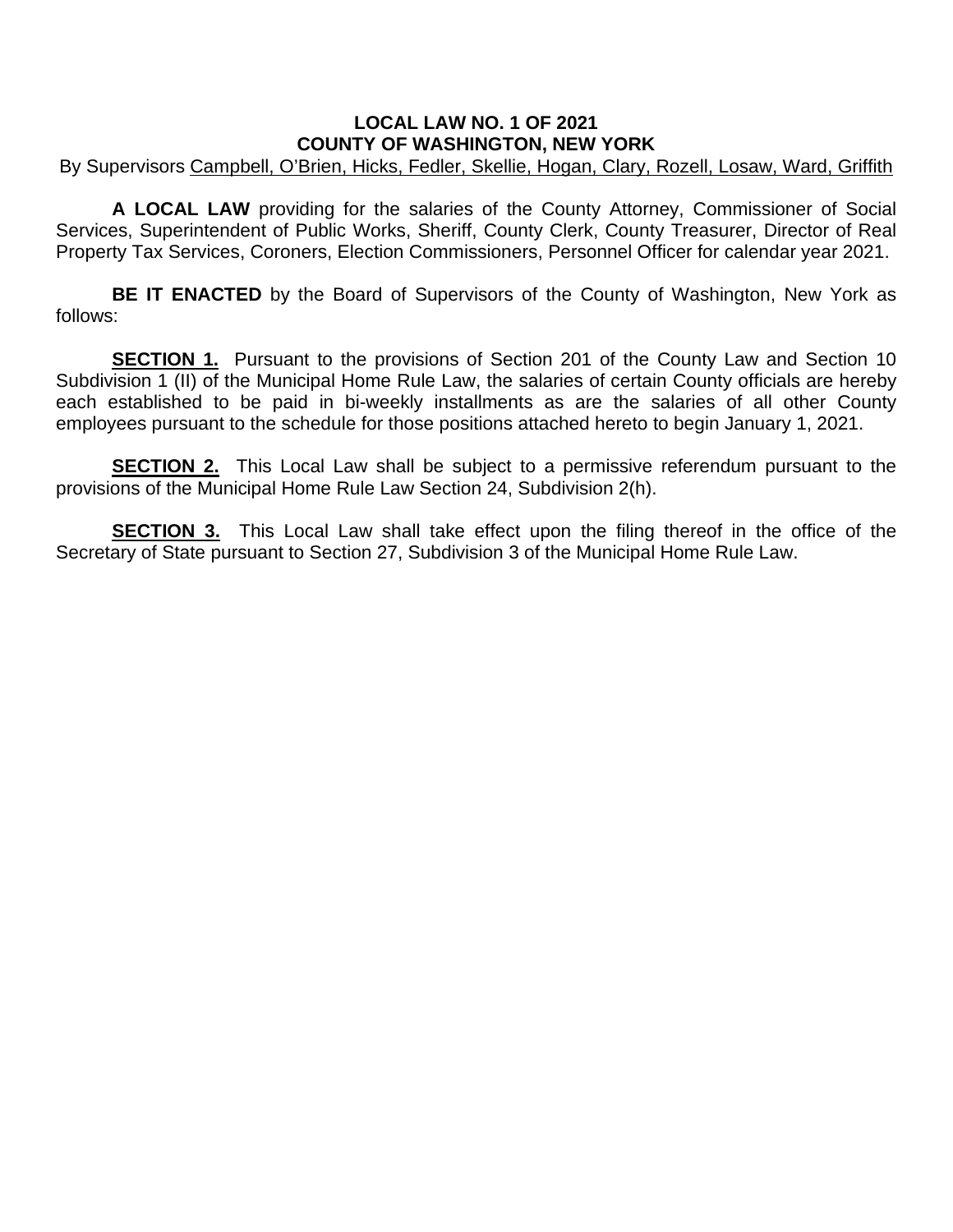**LOCAL LAW NO. 1 OF 2021**
**COUNTY OF WASHINGTON, NEW YORK**

By Supervisors Campbell, O'Brien, Hicks, Fedler, Skellie, Hogan, Clary, Rozell, Losaw, Ward, Griffith

**A LOCAL LAW** providing for the salaries of the County Attorney, Commissioner of Social Services, Superintendent of Public Works, Sheriff, County Clerk, County Treasurer, Director of Real Property Tax Services, Coroners, Election Commissioners, Personnel Officer for calendar year 2021.

**BE IT ENACTED** by the Board of Supervisors of the County of Washington, New York as follows:

**SECTION 1.** Pursuant to the provisions of Section 201 of the County Law and Section 10 Subdivision 1 (II) of the Municipal Home Rule Law, the salaries of certain County officials are hereby each established to be paid in bi-weekly installments as are the salaries of all other County employees pursuant to the schedule for those positions attached hereto to begin January 1, 2021.

**SECTION 2.** This Local Law shall be subject to a permissive referendum pursuant to the provisions of the Municipal Home Rule Law Section 24, Subdivision 2(h).

**SECTION 3.** This Local Law shall take effect upon the filing thereof in the office of the Secretary of State pursuant to Section 27, Subdivision 3 of the Municipal Home Rule Law.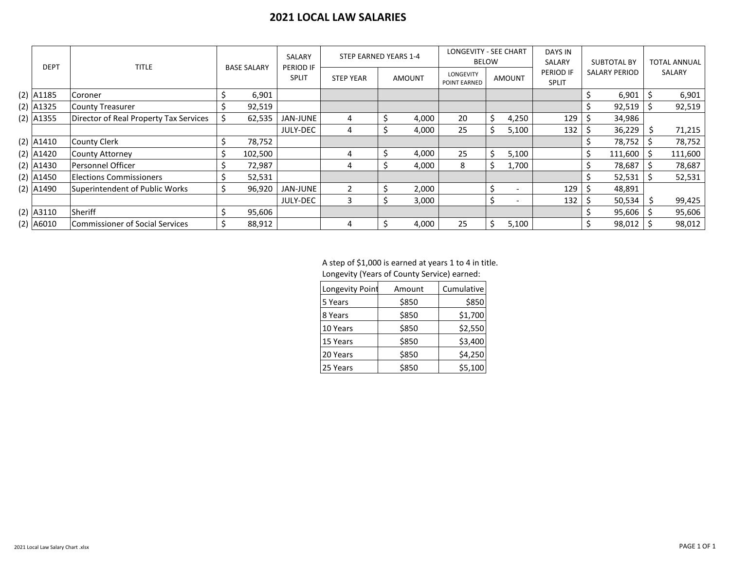# 2021 LOCAL LAW SALARIES

| | DEPT | TITLE | BASE SALARY | SALARY PERIOD IF SPLIT | STEP EARNED YEARS 1-4 | | LONGEVITY - SEE CHART BELOW | | DAYS IN SALARY PERIOD IF SPLIT | SUBTOTAL BY SALARY PERIOD | TOTAL ANNUAL SALARY |
|---|---|---|---|---|---|---|---|---|---|---|---|
| | | | | | STEP YEAR | AMOUNT | LONGEVITY POINT EARNED | AMOUNT | | | |
| (2) | A1185 | Coroner | $ 6,901 | | | | | | | $ 6,901 | $ 6,901 |
| (2) | A1325 | County Treasurer | $ 92,519 | | | | | | | $ 92,519 | $ 92,519 |
| (2) | A1355 | Director of Real Property Tax Services | $ 62,535 | JAN-JUNE | 4 | $ 4,000 | 20 | $ 4,250 | 129 | $ 34,986 | |
| | | | | JULY-DEC | 4 | $ 4,000 | 25 | $ 5,100 | 132 | $ 36,229 | $ 71,215 |
| (2) | A1410 | County Clerk | $ 78,752 | | | | | | | $ 78,752 | $ 78,752 |
| (2) | A1420 | County Attorney | $ 102,500 | | 4 | $ 4,000 | 25 | $ 5,100 | | $ 111,600 | $ 111,600 |
| (2) | A1430 | Personnel Officer | $ 72,987 | | 4 | $ 4,000 | 8 | $ 1,700 | | $ 78,687 | $ 78,687 |
| (2) | A1450 | Elections Commissioners | $ 52,531 | | | | | | | $ 52,531 | $ 52,531 |
| (2) | A1490 | Superintendent of Public Works | $ 96,920 | JAN-JUNE | 2 | $ 2,000 | | $ - | 129 | $ 48,891 | |
| | | | | JULY-DEC | 3 | $ 3,000 | | $ - | 132 | $ 50,534 | $ 99,425 |
| (2) | A3110 | Sheriff | $ 95,606 | | | | | | | $ 95,606 | $ 95,606 |
| (2) | A6010 | Commissioner of Social Services | $ 88,912 | | 4 | $ 4,000 | 25 | $ 5,100 | | $ 98,012 | $ 98,012 |

A step of $1,000 is earned at years 1 to 4 in title.
Longevity (Years of County Service) earned:

| Longevity Point | Amount | Cumulative |
|---|---|---|
| 5 Years | $850 | $850 |
| 8 Years | $850 | $1,700 |
| 10 Years | $850 | $2,550 |
| 15 Years | $850 | $3,400 |
| 20 Years | $850 | $4,250 |
| 25 Years | $850 | $5,100 |